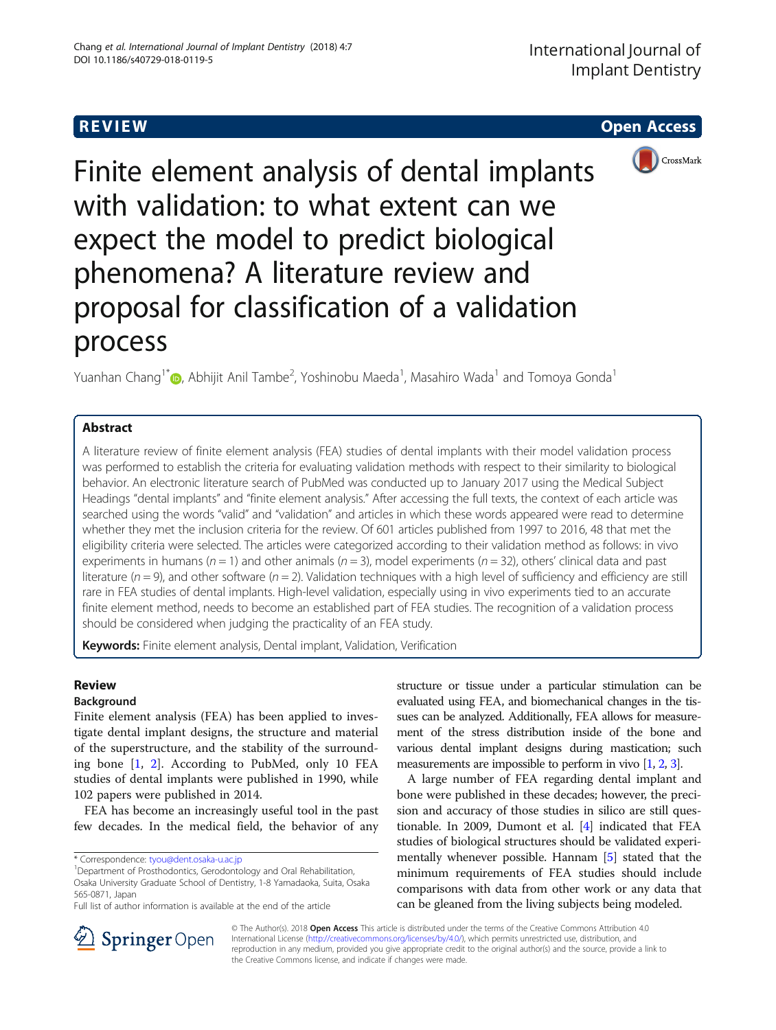REVIEW

Open Access

# Finite element analysis of dental implants with validation: to what extent can we expect the model to predict biological phenomena? A literature review and proposal for classification of a validation process

Yuanhan Chang[1*], Abhijit Anil Tambe[2], Yoshinobu Maeda[1], Masahiro Wada[1] and Tomoya Gonda[1]

## Abstract

A literature review of finite element analysis (FEA) studies of dental implants with their model validation process was performed to establish the criteria for evaluating validation methods with respect to their similarity to biological behavior. An electronic literature search of PubMed was conducted up to January 2017 using the Medical Subject Headings "dental implants" and "finite element analysis." After accessing the full texts, the context of each article was searched using the words "valid" and "validation" and articles in which these words appeared were read to determine whether they met the inclusion criteria for the review. Of 601 articles published from 1997 to 2016, 48 that met the eligibility criteria were selected. The articles were categorized according to their validation method as follows: in vivo experiments in humans ($n = 1$) and other animals ($n = 3$), model experiments ($n = 32$), others' clinical data and past literature ($n = 9$), and other software ($n = 2$). Validation techniques with a high level of sufficiency and efficiency are still rare in FEA studies of dental implants. High-level validation, especially using in vivo experiments tied to an accurate finite element method, needs to become an established part of FEA studies. The recognition of a validation process should be considered when judging the practicality of an FEA study.

**Keywords:** Finite element analysis, Dental implant, Validation, Verification

## Review

### Background

Finite element analysis (FEA) has been applied to investigate dental implant designs, the structure and material of the superstructure, and the stability of the surrounding bone [1, 2]. According to PubMed, only 10 FEA studies of dental implants were published in 1990, while 102 papers were published in 2014.

FEA has become an increasingly useful tool in the past few decades. In the medical field, the behavior of any structure or tissue under a particular stimulation can be evaluated using FEA, and biomechanical changes in the tissues can be analyzed. Additionally, FEA allows for measurement of the stress distribution inside of the bone and various dental implant designs during mastication; such measurements are impossible to perform in vivo [1, 2, 3].

A large number of FEA regarding dental implant and bone were published in these decades; however, the precision and accuracy of those studies in silico are still questionable. In 2009, Dumont et al. [4] indicated that FEA studies of biological structures should be validated experimentally whenever possible. Hannam [5] stated that the minimum requirements of FEA studies should include comparisons with data from other work or any data that can be gleaned from the living subjects being modeled.

* Correspondence: tyou@dent.osaka-u.ac.jp

[1]Department of Prosthodontics, Gerodontology and Oral Rehabilitation, Osaka University Graduate School of Dentistry, 1-8 Yamadaoka, Suita, Osaka 565-0871, Japan

Full list of author information is available at the end of the article

© The Author(s). 2018 **Open Access** This article is distributed under the terms of the Creative Commons Attribution 4.0 International License (http://creativecommons.org/licenses/by/4.0/), which permits unrestricted use, distribution, and reproduction in any medium, provided you give appropriate credit to the original author(s) and the source, provide a link to the Creative Commons license, and indicate if changes were made.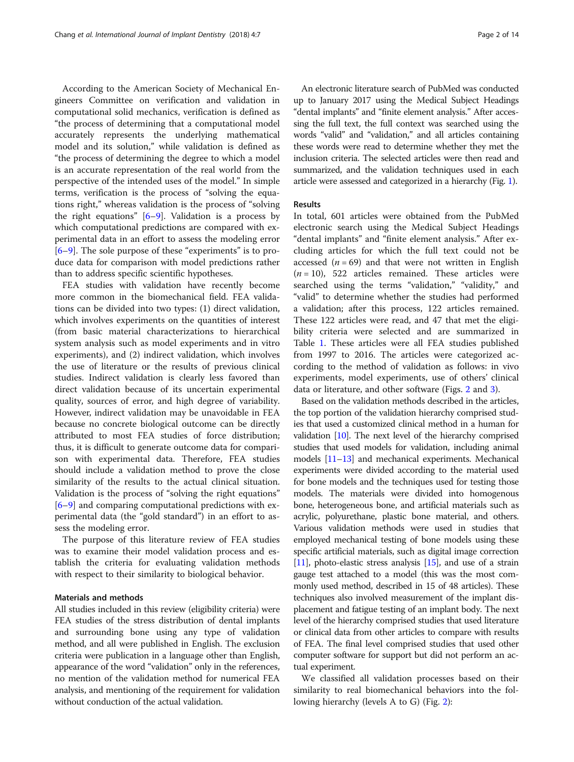According to the American Society of Mechanical Engineers Committee on verification and validation in computational solid mechanics, verification is defined as "the process of determining that a computational model accurately represents the underlying mathematical model and its solution," while validation is defined as "the process of determining the degree to which a model is an accurate representation of the real world from the perspective of the intended uses of the model." In simple terms, verification is the process of "solving the equations right," whereas validation is the process of "solving the right equations" [6–9]. Validation is a process by which computational predictions are compared with experimental data in an effort to assess the modeling error [6–9]. The sole purpose of these "experiments" is to produce data for comparison with model predictions rather than to address specific scientific hypotheses.

FEA studies with validation have recently become more common in the biomechanical field. FEA validations can be divided into two types: (1) direct validation, which involves experiments on the quantities of interest (from basic material characterizations to hierarchical system analysis such as model experiments and in vitro experiments), and (2) indirect validation, which involves the use of literature or the results of previous clinical studies. Indirect validation is clearly less favored than direct validation because of its uncertain experimental quality, sources of error, and high degree of variability. However, indirect validation may be unavoidable in FEA because no concrete biological outcome can be directly attributed to most FEA studies of force distribution; thus, it is difficult to generate outcome data for comparison with experimental data. Therefore, FEA studies should include a validation method to prove the close similarity of the results to the actual clinical situation. Validation is the process of "solving the right equations" [6–9] and comparing computational predictions with experimental data (the "gold standard") in an effort to assess the modeling error.

The purpose of this literature review of FEA studies was to examine their model validation process and establish the criteria for evaluating validation methods with respect to their similarity to biological behavior.

## Materials and methods

All studies included in this review (eligibility criteria) were FEA studies of the stress distribution of dental implants and surrounding bone using any type of validation method, and all were published in English. The exclusion criteria were publication in a language other than English, appearance of the word "validation" only in the references, no mention of the validation method for numerical FEA analysis, and mentioning of the requirement for validation without conduction of the actual validation.

An electronic literature search of PubMed was conducted up to January 2017 using the Medical Subject Headings "dental implants" and "finite element analysis." After accessing the full text, the full context was searched using the words "valid" and "validation," and all articles containing these words were read to determine whether they met the inclusion criteria. The selected articles were then read and summarized, and the validation techniques used in each article were assessed and categorized in a hierarchy (Fig. 1).

## Results

In total, 601 articles were obtained from the PubMed electronic search using the Medical Subject Headings "dental implants" and "finite element analysis." After excluding articles for which the full text could not be accessed ($n = 69$) and that were not written in English ($n = 10$), 522 articles remained. These articles were searched using the terms "validation," "validity," and "valid" to determine whether the studies had performed a validation; after this process, 122 articles remained. These 122 articles were read, and 47 that met the eligibility criteria were selected and are summarized in Table 1. These articles were all FEA studies published from 1997 to 2016. The articles were categorized according to the method of validation as follows: in vivo experiments, model experiments, use of others' clinical data or literature, and other software (Figs. 2 and 3).

Based on the validation methods described in the articles, the top portion of the validation hierarchy comprised studies that used a customized clinical method in a human for validation [10]. The next level of the hierarchy comprised studies that used models for validation, including animal models [11–13] and mechanical experiments. Mechanical experiments were divided according to the material used for bone models and the techniques used for testing those models. The materials were divided into homogenous bone, heterogeneous bone, and artificial materials such as acrylic, polyurethane, plastic bone material, and others. Various validation methods were used in studies that employed mechanical testing of bone models using these specific artificial materials, such as digital image correction [11], photo-elastic stress analysis [15], and use of a strain gauge test attached to a model (this was the most commonly used method, described in 15 of 48 articles). These techniques also involved measurement of the implant displacement and fatigue testing of an implant body. The next level of the hierarchy comprised studies that used literature or clinical data from other articles to compare with results of FEA. The final level comprised studies that used other computer software for support but did not perform an actual experiment.

We classified all validation processes based on their similarity to real biomechanical behaviors into the following hierarchy (levels A to G) (Fig. 2):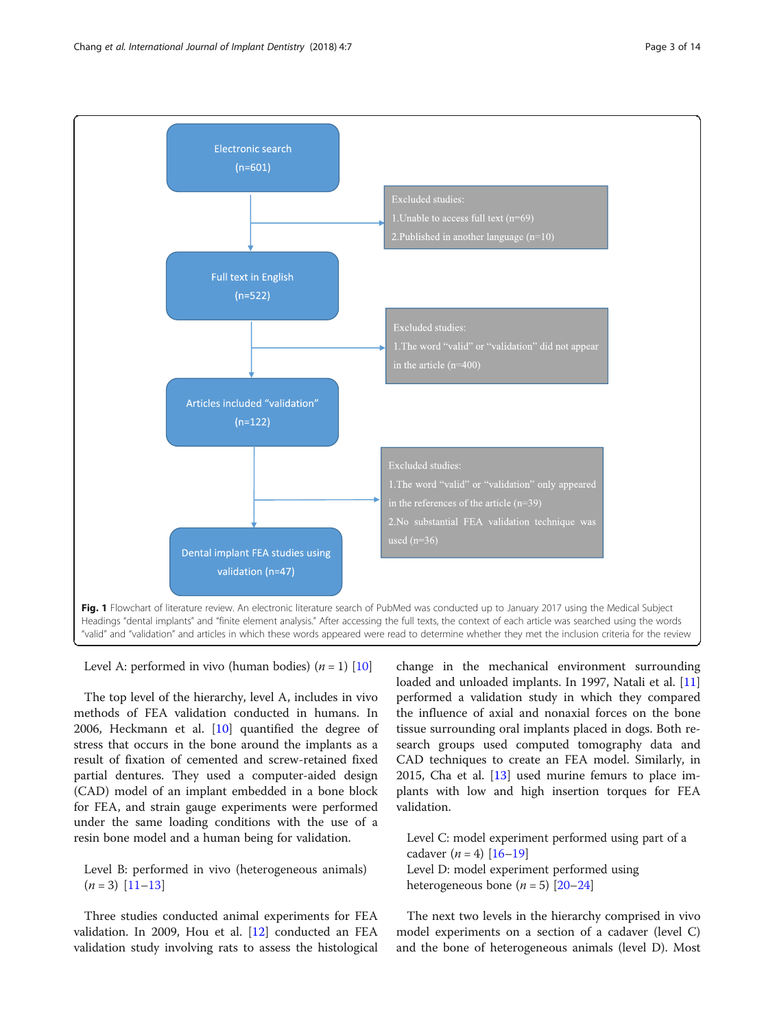Electronic search (n=601)

Excluded studies:
1. Unable to access full text (n=69)
2. Published in another language (n=10)

Full text in English (n=522)

Excluded studies:
1. The word "valid" or "validation" did not appear in the article (n=400)

Articles included "validation" (n=122)

Excluded studies:
1. The word "valid" or "validation" only appeared in the references of the article (n=39)
2. No substantial FEA validation technique was used (n=36)

Dental implant FEA studies using validation (n=47)

**Fig. 1** Flowchart of literature review. An electronic literature search of PubMed was conducted up to January 2017 using the Medical Subject Headings "dental implants" and "finite element analysis." After accessing the full texts, the context of each article was searched using the words "valid" and "validation" and articles in which these words appeared were read to determine whether they met the inclusion criteria for the review

Level A: performed in vivo (human bodies) ($n$ = 1) [10]

The top level of the hierarchy, level A, includes in vivo methods of FEA validation conducted in humans. In 2006, Heckmann et al. [10] quantified the degree of stress that occurs in the bone around the implants as a result of fixation of cemented and screw-retained fixed partial dentures. They used a computer-aided design (CAD) model of an implant embedded in a bone block for FEA, and strain gauge experiments were performed under the same loading conditions with the use of a resin bone model and a human being for validation.

Level B: performed in vivo (heterogeneous animals) ($n$ = 3) [11–13]

Three studies conducted animal experiments for FEA validation. In 2009, Hou et al. [12] conducted an FEA validation study involving rats to assess the histological change in the mechanical environment surrounding loaded and unloaded implants. In 1997, Natali et al. [11] performed a validation study in which they compared the influence of axial and nonaxial forces on the bone tissue surrounding oral implants placed in dogs. Both research groups used computed tomography data and CAD techniques to create an FEA model. Similarly, in 2015, Cha et al. [13] used murine femurs to place implants with low and high insertion torques for FEA validation.

Level C: model experiment performed using part of a cadaver ($n$ = 4) [16–19]
Level D: model experiment performed using heterogeneous bone ($n$ = 5) [20–24]

The next two levels in the hierarchy comprised in vivo model experiments on a section of a cadaver (level C) and the bone of heterogeneous animals (level D). Most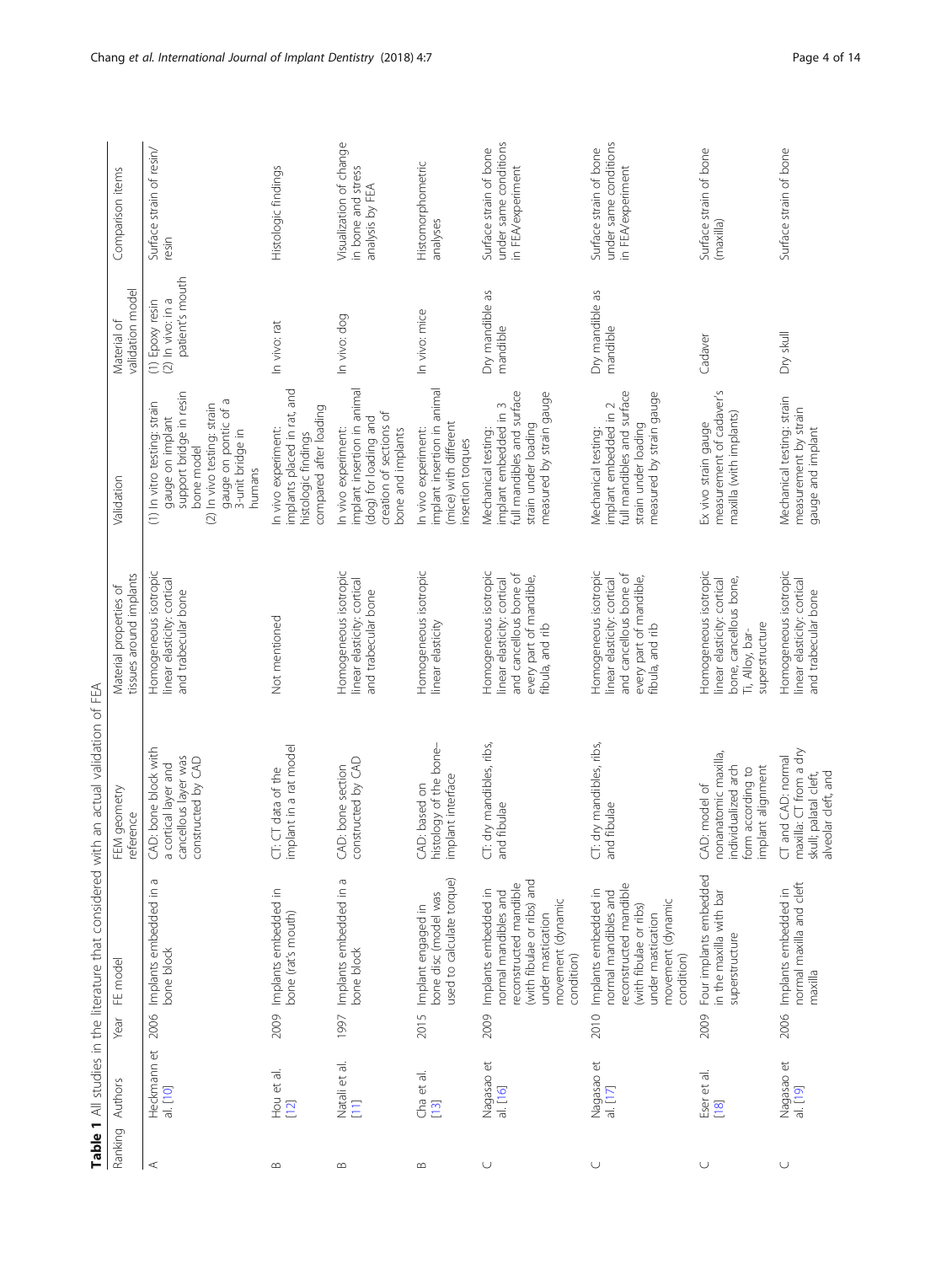**Table 1** All studies in the literature that considered with an actual validation of FEA

| Ranking | Authors | Year | FE model | FEM geometry reference | Material properties of tissues around implants | Validation | Material of validation model | Comparison items |
| --- | --- | --- | --- | --- | --- | --- | --- | --- |
| A | Heckmann et al. [10] | 2006 | Implants embedded in a bone block | CAD: bone block with a cortical layer and cancellous layer was constructed by CAD | Homogeneous isotropic linear elasticity: cortical and trabecular bone | (1) In vitro testing: strain gauge on implant support bridge in resin bone model (2) In vivo testing: strain gauge on pontic of a 3-unit bridge in humans | (1) Epoxy resin (2) In vivo: in a patient's mouth | Surface strain of resin/resin |
| B | Hou et al. [12] | 2009 | Implants embedded in bone (rat's mouth) | CT: CT data of the implant in a rat model | Not mentioned | In vivo experiment: implants placed in rat, and histologic findings compared after loading | In vivo: rat | Histologic findings |
| B | Natali et al. [11] | 1997 | Implants embedded in a bone block | CAD: bone section constructed by CAD | Homogeneous isotropic linear elasticity: cortical and trabecular bone | In vivo experiment: implant insertion in animal (dog) for loading and creation of sections of bone and implants | In vivo: dog | Visualization of change in bone and stress analysis by FEA |
| B | Cha et al. [13] | 2015 | Implant engaged in bone disc (model was used to calculate torque) | CAD: based on histology of the bone–implant interface | Homogeneous isotropic linear elasticity | In vivo experiment: implant insertion in animal (mice) with different insertion torques | In vivo: mice | Histomorphometric analyses |
| C | Nagasao et al. [16] | 2009 | Implants embedded in normal mandibles and reconstructed mandible (with fibulae or ribs) and under mastication movement (dynamic condition) | CT: dry mandibles, ribs, and fibulae | Homogeneous isotropic linear elasticity: cortical and cancellous bone of every part of mandible, fibula, and rib | Mechanical testing: implant embedded in 3 full mandibles and surface strain under loading measured by strain gauge | Dry mandible as mandible | Surface strain of bone under same conditions in FEA/experiment |
| C | Nagasao et al. [17] | 2010 | Implants embedded in normal mandibles and reconstructed mandible (with fibulae or ribs) under mastication movement (dynamic condition) | CT: dry mandibles, ribs, and fibulae | Homogeneous isotropic linear elasticity: cortical and cancellous bone of every part of mandible, fibula, and rib | Mechanical testing: implant embedded in 2 full mandibles and surface strain under loading measured by strain gauge | Dry mandible as mandible | Surface strain of bone under same conditions in FEA/experiment |
| C | Eser et al. [18] | 2009 | Four implants embedded in the maxilla with bar superstructure | CAD: model of nonanatomic maxilla, individualized arch form according to implant alignment | Homogeneous isotropic linear elasticity: cortical bone, cancellous bone, Ti, Alloy, bar-superstructure | Ex vivo strain gauge measurement of cadaver's maxilla (with implants) | Cadaver | Surface strain of bone (maxilla) |
| C | Nagasao et al. [19] | 2006 | Implants embedded in normal maxilla and cleft maxilla | CT and CAD: normal maxilla: CT from a dry skull; palatal cleft, alveolar cleft, and | Homogeneous isotropic linear elasticity: cortical and trabecular bone | Mechanical testing: strain measurement by strain gauge and implant | Dry skull | Surface strain of bone |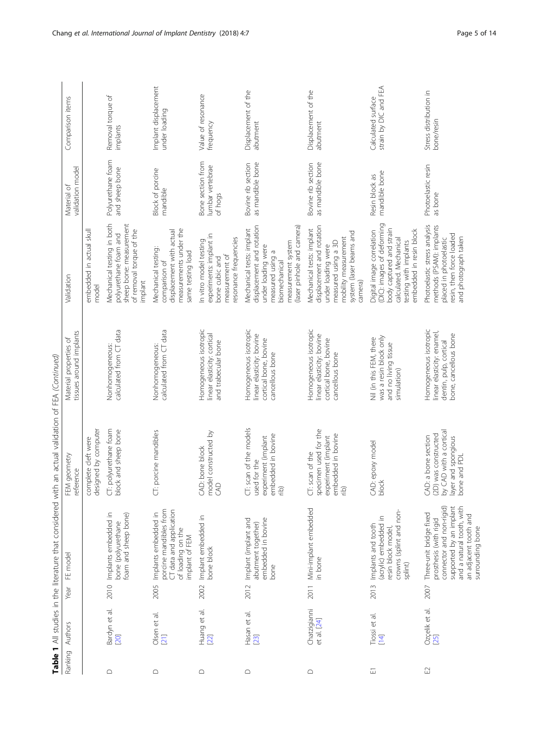**Table 1** All studies in the literature that considered with an actual validation of FEA *(Continued)*

| Ranking | Authors | Year | FE model | FEM geometry reference | Material properties of tissues around implants | Validation | Material of validation model | Comparison items |
|---|---|---|---|---|---|---|---|---|
| | | | | complete cleft were designed by computer | | embedded in actual skull model | | |
| D | Bardyn et al. [20] | 2010 | Implants embedded in bone (polyurethane foam and sheep bone) | CT: polyurethane foam block and sheep bone | Nonhomogeneous: calculated from CT data | Mechanical testing in both polyurethane foam and sheep bone: measurement of removal torque of the implant | Polyurethane foam and sheep bone | Removal torque of implants |
| D | Olsen et al. [21] | 2005 | Implants embedded in porcine mandibles from CT data and application of loading on the implant of FEM | CT: porcine mandibles | Nonhomogeneous: calculated from CT data | Mechanical testing: comparison of displacement with actual measurements under the same testing load | Block of porcine mandible | Implant displacement under loading |
| D | Huang et al. [22] | 2002 | Implant embedded in bone block | CAD: bone block model constructed by CAD | Homogeneous isotropic linear elasticity: cortical and trabecular bone | In vitro model testing experiments: implant in bone cubic and measurement of resonance frequencies | Bone section from lumbar vertebrae of hogs | Value of resonance frequency |
| D | Hasan et al. [23] | 2012 | Implant (implant and abutment together) embedded in bovine bone | CT: scan of the models used for the experiment (implant embedded in bovine rib) | Homogeneous isotropic linear elasticity: bovine cortical bone, bovine cancellous bone | Mechanical tests: implant displacement and rotation under loading were measured using a biomechanical measurement system (laser pinhole and camera) | Bovine rib section as mandible bone | Displacement of the abutment |
| D | Chatzigianni et al. [24] | 2011 | Mini-implant embedded in bone | CT: scan of the specimen used for the experiment (implant embedded in bovine rib) | Homogeneous isotropic linear elasticity: bovine cortical bone, bovine cancellous bone | Mechanical tests: implant displacement and rotation under loading were measured using a 3D mobility measurement system (laser beams and camera) | Bovine rib section as mandible bone | Displacement of the abutment |
| E1 | Tiossi et al. [14] | 2013 | Implants and tooth (acrylic) embedded in resin block model, crowns (splint and non-splint) | CAD: epoxy model block | Nil (in this FEM, there was a resin block only and no living tissue simulation) | Digital image correlation (DIC): images of deforming body captured and strain calculated. Mechanical testing with implants embedded in resin block | Resin block as mandible bone | Calculated surface strain by DIC and FEA |
| E2 | Ozcelik et al. [25] | 2007 | Three-unit bridge fixed prosthesis (with rigid connector and non-rigid) supported by an implant and a natural tooth, with an adjacent tooth and surrounding bone | CAD: a bone section (2D) was constructed by CAD with a cortical layer and spongious bone and PDL | Homogeneous isotropic linear elasticity: enamel, dentin, pulp, cortical bone, cancellous bone | Photoelastic stress analysis methods (PSAM): implants placed in photoelastic resin, then force loaded and photograph taken | Photoelastic resin as bone | Stress distribution in bone/resin |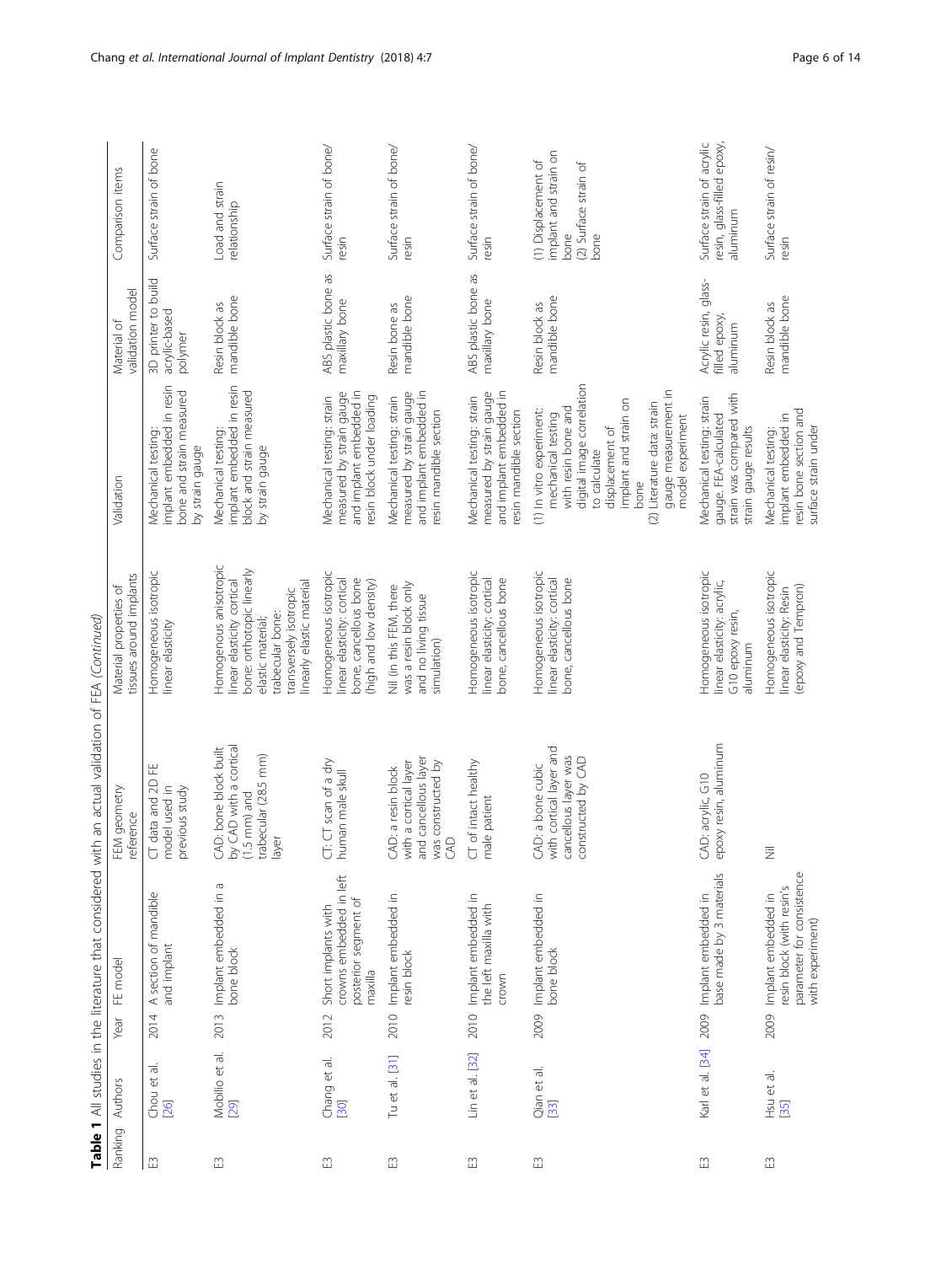**Table 1** All studies in the literature that considered with an actual validation of FEA *(Continued)*

| Ranking | Authors | Year | FE model | FEM geometry reference | Material properties of tissues around implants | Validation | Material of validation model | Comparison items |
|---|---|---|---|---|---|---|---|---|
| E3 | Chou et al. [26] | 2014 | A section of mandible and implant | CT data and 2D FE model used in previous study | Homogeneous isotropic linear elasticity | Mechanical testing: implant embedded in resin bone and strain measured by strain gauge | 3D printer to build acrylic-based polymer | Surface strain of bone |
| E3 | Mobilio et al. [29] | 2013 | Implant embedded in a bone block | CAD: bone block built by CAD with a cortical (1.5 mm) and trabecular (28.5 mm) layer | Homogenous anisotropic linear elasticity cortical bone: orthotropic linearly elastic material; trabecular bone: transversely isotropic linearly elastic material | Mechanical testing: implant embedded in resin block and strain measured by strain gauge | Resin block as mandible bone | Load and strain relationship |
| E3 | Chang et al. [30] | 2012 | Short implants with crowns embedded in left posterior segment of maxilla | CT: CT scan of a dry human male skull | Homogeneous isotropic linear elasticity: cortical bone, cancellous bone (high and low density) | Mechanical testing: strain measured by strain gauge and implant embedded in resin block under loading | ABS plastic bone as maxillary bone | Surface strain of bone/resin |
| E3 | Tu et al. [31] | 2010 | Implant embedded in resin block | CAD: a resin block with a cortical layer and cancellous layer was constructed by CAD | Nil (in this FEM, there was a resin block only and no living tissue simulation) | Mechanical testing: strain measured by strain gauge and implant embedded in resin mandible section | Resin bone as mandible bone | Surface strain of bone/resin |
| E3 | Lin et al. [32] | 2010 | Implant embedded in the left maxilla with crown | CT of intact healthy male patient | Homogeneous isotropic linear elasticity: cortical bone, cancellous bone | Mechanical testing: strain measured by strain gauge and implant embedded in resin mandible section | ABS plastic bone as maxillary bone | Surface strain of bone/resin |
| E3 | Qian et al. [33] | 2009 | Implant embedded in bone block | CAD: a bone cubic with cortical layer and cancellous layer was constructed by CAD | Homogeneous isotropic linear elasticity: cortical bone, cancellous bone | (1) In vitro experiment: mechanical testing with resin bone and digital image correlation to calculate displacement of implant and strain on bone<br>(2) Literature data: strain gauge measurement in model experiment | Resin block as mandible bone | (1) Displacement of implant and strain on bone<br>(2) Surface strain of bone |
| E3 | Karl et al. [34] | 2009 | Implant embedded in base made by 3 materials | CAD: acrylic, G10 epoxy resin, aluminum | Homogeneous isotropic linear elasticity: acrylic, G10 epoxy resin, aluminum | Mechanical testing: strain gauge. FEA-calculated strain was compared with strain gauge results | Acrylic resin, glass-filled epoxy, aluminum | Surface strain of acrylic resin, glass-filled epoxy, aluminum |
| E3 | Hsu et al. [35] | 2009 | Implant embedded in resin block (with resin's parameter for consistence with experiment) | Nil | Homogeneous isotropic linear elasticity: Resin (epoxy and Tempron) | Mechanical testing: implant embedded in resin bone section and surface strain under | Resin block as mandible bone | Surface strain of resin/resin |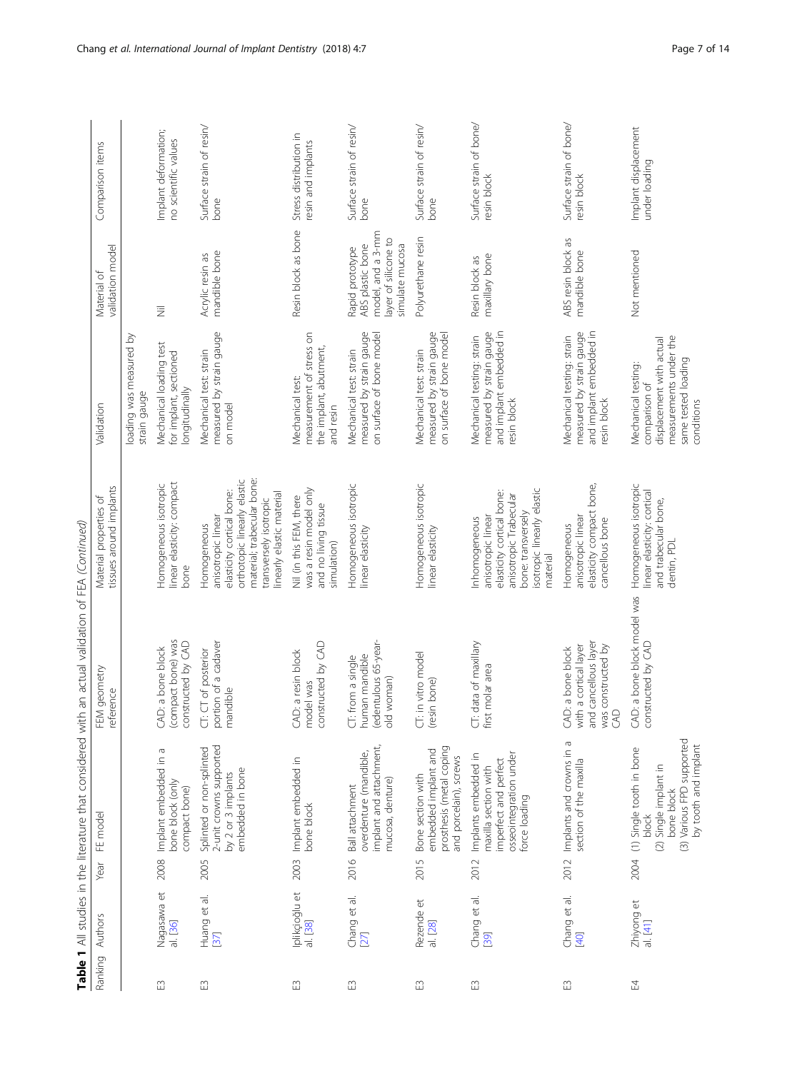**Table 1** All studies in the literature that considered with an actual validation of FEA *(Continued)*

| Ranking | Authors | Year | FE model | FEM geometry reference | Material properties of tissues around implants | Validation | Material of validation model | Comparison items |
|---|---|---|---|---|---|---|---|---|
| | | | | | | loading was measured by strain gauge | | |
| E3 | Nagasawa et al. [36] | 2008 | Implant embedded in a bone block (only compact bone) | CAD: a bone block (compact bone) was constructed by CAD | Homogeneous isotropic linear elasticity: compact bone | Mechanical loading test for implant, sectioned longitudinally | Nil | Implant deformation; no scientific values |
| E3 | Huang et al. [37] | 2005 | Splinted or non-splinted 2-unit crowns supported by 2 or 3 implants embedded in bone | CT: CT of posterior portion of a cadaver mandible | Homogeneous anisotropic linear elasticity cortical bone: orthotropic linearly elastic material; trabecular bone: transversely isotropic linearly elastic material | Mechanical test: strain measured by strain gauge on model | Acrylic resin as mandible bone | Surface strain of resin/bone |
| E3 | Iplikçioğlu et al. [38] | 2003 | Implant embedded in bone block | CAD: a resin block model was constructed by CAD | Nil (in this FEM, there was a resin model only and no living tissue simulation) | Mechanical test: measurement of stress on the implant, abutment, and resin | Resin block as bone | Stress distribution in resin and implants |
| E3 | Chang et al. [27] | 2016 | Ball attachment overdenture (mandible, implant and attachment, mucosa, denture) | CT: from a single human mandible (edentulous 65-year-old woman) | Homogeneous isotropic linear elasticity | Mechanical test: strain measured by strain gauge on surface of bone model | Rapid prototype ABS plastic bone model, and a 3-mm layer of silicone to simulate mucosa | Surface strain of resin/bone |
| E3 | Rezende et al. [28] | 2015 | Bone section with embedded implant and prosthesis (metal coping and porcelain), screws | CT: in vitro model (resin bone) | Homogeneous isotropic linear elasticity | Mechanical test: strain measured by strain gauge on surface of bone model | Polyurethane resin | Surface strain of resin/bone |
| E3 | Chang et al. [39] | 2012 | Implants embedded in maxilla section with imperfect and perfect osseointegration under force loading | CT: data of maxillary first molar area | Inhomogeneous anisotropic linear elasticity cortical bone: anisotropic Trabecular bone: transversely isotropic linearly elastic material | Mechanical testing: strain measured by strain gauge and implant embedded in resin block | Resin block as maxillary bone | Surface strain of bone/resin block |
| E3 | Chang et al. [40] | 2012 | Implants and crowns in a section of the maxilla | CAD: a bone block with a cortical layer and cancellous layer was constructed by CAD | Homogeneous anisotropic linear elasticity compact bone, cancellous bone | Mechanical testing: strain measured by strain gauge and implant embedded in resin block | ABS resin block as mandible bone | Surface strain of bone/resin block |
| E4 | Zhiyong et al. [41] | 2004 | (1) Single tooth in bone block<br>(2) Single implant in bone block<br>(3) Various FPD supported by tooth and implant | CAD: a bone block model was constructed by CAD | Homogeneous isotropic linear elasticity: cortical and trabecular bone, dentin, PDL | Mechanical testing: comparison of displacement with actual measurements under the same tested loading conditions | Not mentioned | Implant displacement under loading |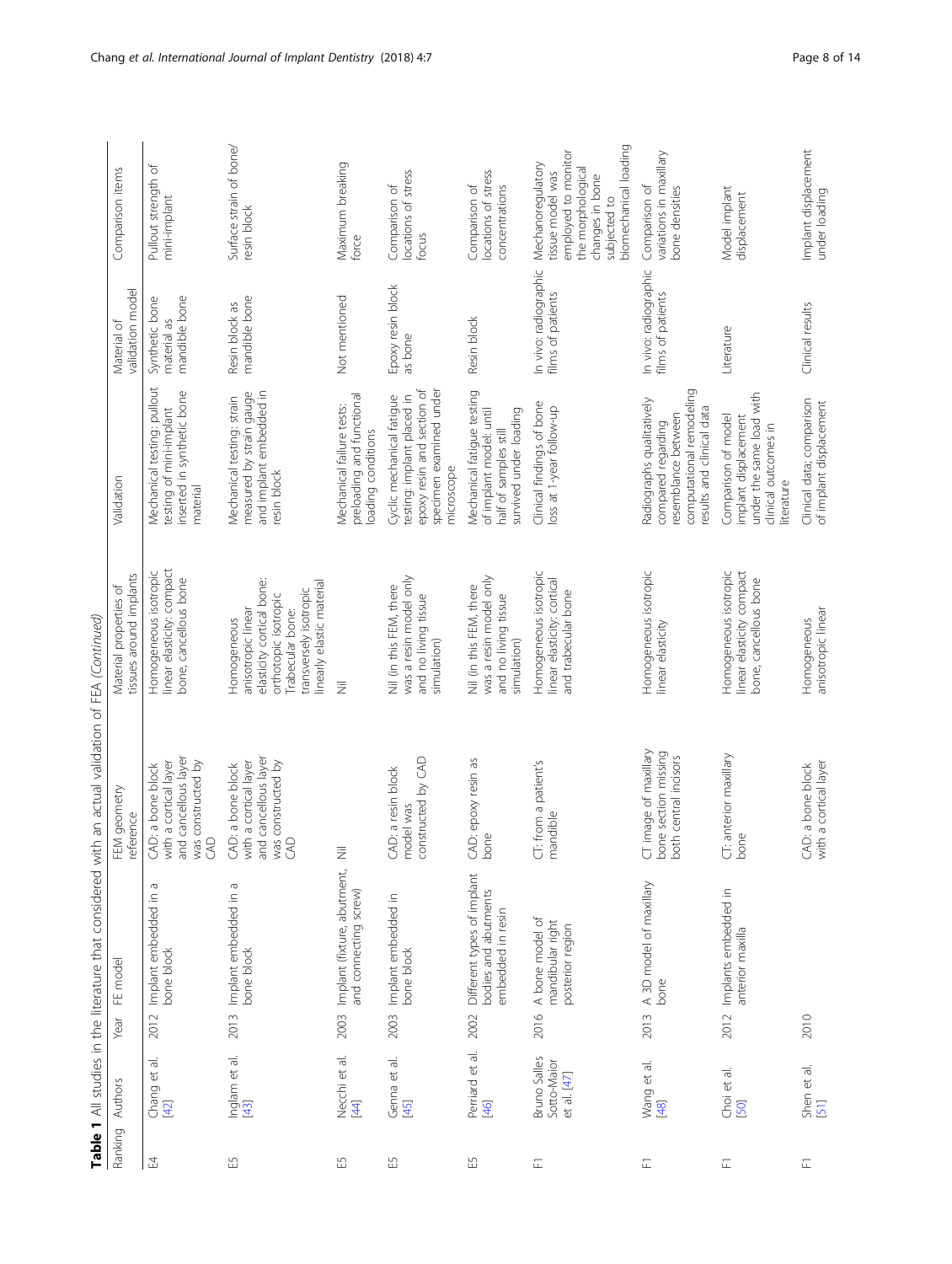**Table 1** All studies in the literature that considered with an actual validation of FEA *(Continued)*

| Ranking | Authors | Year | FE model | FEM geometry reference | Material properties of tissues around implants | Validation | Material of validation model | Comparison items |
|---|---|---|---|---|---|---|---|---|
| E4 | Chang et al. [42] | 2012 | Implant embedded in a bone block | CAD: a bone block with a cortical layer and cancellous layer was constructed by CAD | Homogeneous isotropic linear elasticity: compact bone, cancellous bone | Mechanical testing: pullout testing of mini-implant inserted in synthetic bone material | Synthetic bone material as mandible bone | Pullout strength of mini-implant |
| E5 | Inglam et al. [43] | 2013 | Implant embedded in a bone block | CAD: a bone block with a cortical layer and cancellous layer was constructed by CAD | Homogeneous anisotropic linear elasticity cortical bone: orthotropic isotropic Trabecular bone: transversely isotropic linearly elastic material | Mechanical testing: strain measured by strain gauge and implant embedded in resin block | Resin block as mandible bone | Surface strain of bone/resin block |
| E5 | Necchi et al. [44] | 2003 | Implant (fixture, abutment, and connecting screw) | Nil | Nil | Mechanical failure tests: preloading and functional loading conditions | Not mentioned | Maximum breaking force |
| E5 | Genna et al. [45] | 2003 | Implant embedded in bone block | CAD: a resin block model was constructed by CAD | Nil (in this FEM, there was a resin model only and no living tissue simulation) | Cyclic mechanical fatigue testing: implant placed in epoxy resin and section of specimen examined under microscope | Epoxy resin block as bone | Comparison of locations of stress focus |
| E5 | Perriard et al. [46] | 2002 | Different types of implant bodies and abutments embedded in resin | CAD: epoxy resin as bone | Nil (in this FEM, there was a resin model only and no living tissue simulation) | Mechanical fatigue testing of implant model: until half of samples still survived under loading | Resin block | Comparison of locations of stress concentrations |
| F1 | Bruno Salles Sotto-Maior et al. [47] | 2016 | A bone model of mandibular right posterior region | CT: from a patient's mandible | Homogeneous isotropic linear elasticity: cortical and trabecular bone | Clinical findings of bone loss at 1-year follow-up | In vivo: radiographic films of patients | Mechanoregulatory tissue model was employed to monitor the morphological changes in bone subjected to biomechanical loading |
| F1 | Wang et al. [48] | 2013 | A 3D model of maxillary bone | CT image of maxillary bone section missing both central incisors | Homogeneous isotropic linear elasticity | Radiographs qualitatively compared regarding resemblance between computational remodeling results and clinical data | In vivo: radiographic films of patients | Comparison of variations in maxillary bone densities |
| F1 | Choi et al. [50] | 2012 | Implants embedded in anterior maxilla | CT: anterior maxillary bone | Homogeneous isotropic linear elasticity compact bone, cancellous bone | Comparison of model implant displacement under the same load with clinical outcomes in literature | Literature | Model implant displacement |
| F1 | Shen et al. [51] | 2010 | | CAD: a bone block with a cortical layer | Homogeneous anisotropic linear | Clinical data; comparison of implant displacement | Clinical results | Implant displacement under loading |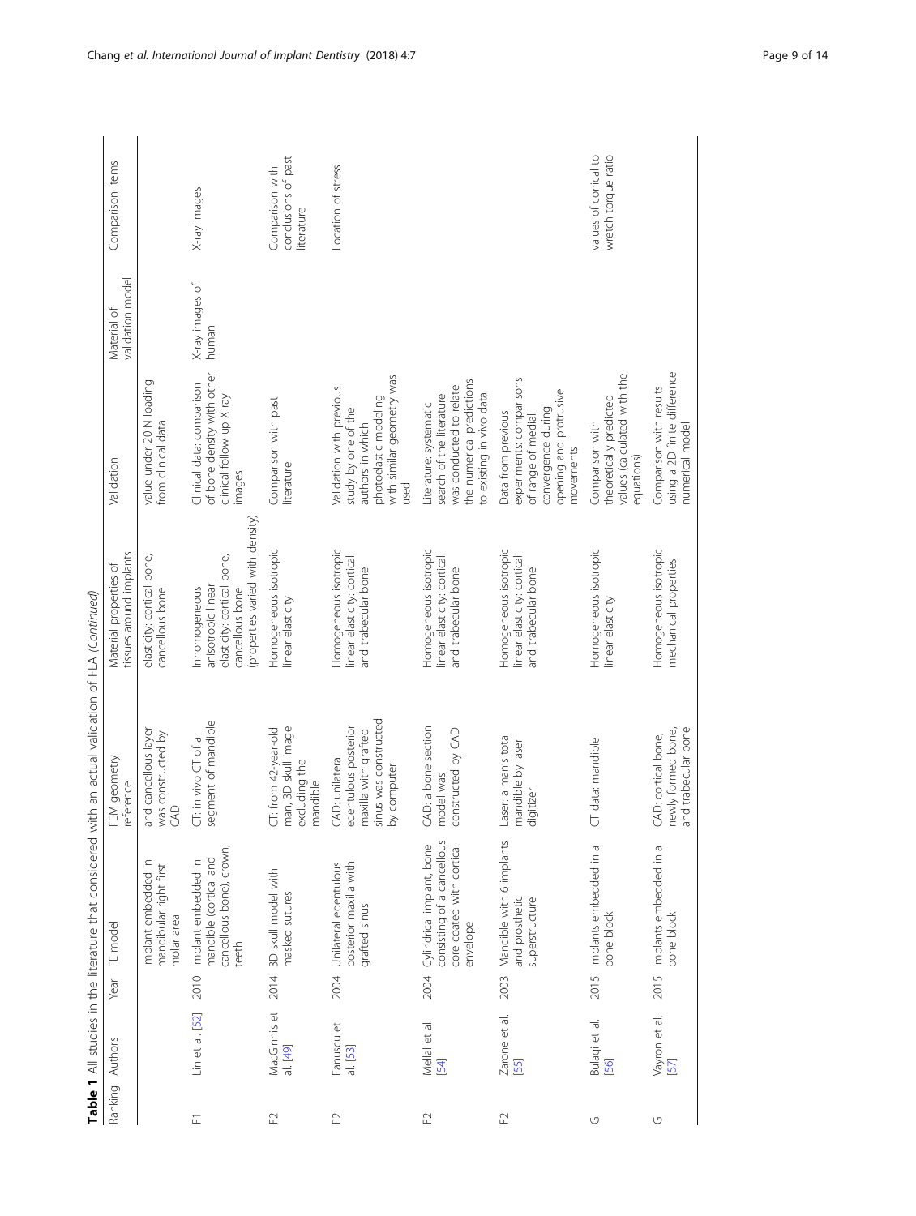**Table 1** All studies in the literature that considered with an actual validation of FEA *(Continued)*

| Ranking | Authors | Year | FE model | FEM geometry reference | Material properties of tissues around implants | Validation | Material of validation model | Comparison items |
|---|---|---|---|---|---|---|---|---|
| | | | Implant embedded in mandibular right first molar area | and cancellous layer was constructed by CAD | elasticity: cortical bone, cancellous bone | value under 20-N loading from clinical data | | |
| F1 | Lin et al. [52] | 2010 | Implant embedded in mandible (cortical and cancellous bone), crown, teeth | CT: in vivo CT of a segment of mandible | Inhomogeneous anisotropic linear elasticity: cortical bone, cancellous bone (properties varied with density) | Clinical data: comparison of bone density with other clinical follow-up X-ray images | X-ray images of human | X-ray images |
| F2 | MacGinnis et al. [49] | 2014 | 3D skull model with masked sutures | CT: from 42-year-old man, 3D skull image excluding the mandible | Homogeneous isotropic linear elasticity | Comparison with past literature | | Comparison with conclusions of past literature |
| F2 | Fanuscu et al. [53] | 2004 | Unilateral edentulous posterior maxilla with grafted sinus | CAD: unilateral edentulous posterior maxilla with grafted sinus was constructed by computer | Homogeneous isotropic linear elasticity: cortical and trabecular bone | Validation with previous study by one of the authors in which photoelastic modeling with similar geometry was used | | Location of stress |
| F2 | Mellal et al. [54] | 2004 | Cylindrical implant, bone consisting of a cancellous core coated with cortical envelope | CAD: a bone section model was constructed by CAD | Homogeneous isotropic linear elasticity: cortical and trabecular bone | Literature: systematic search of the literature was conducted to relate the numerical predictions to existing in vivo data | | |
| F2 | Zarone et al. [55] | 2003 | Mandible with 6 implants and prosthetic superstructure | Laser: a man's total mandible by laser digitizer | Homogeneous isotropic linear elasticity: cortical and trabecular bone | Data from previous experiments: comparisons of range of medial convergence during opening and protrusive movements | | |
| G | Bulaqi et al. [56] | 2015 | Implants embedded in a bone block | CT data: mandible | Homogeneous isotropic linear elasticity | Comparison with theoretically predicted values (calculated with the equations) | | values of conical to wretch torque ratio |
| G | Vayron et al. [57] | 2015 | Implants embedded in a bone block | CAD: cortical bone, newly formed bone, and trabecular bone | Homogeneous isotropic mechanical properties | Comparison with results using a 2D finite difference numerical model | | |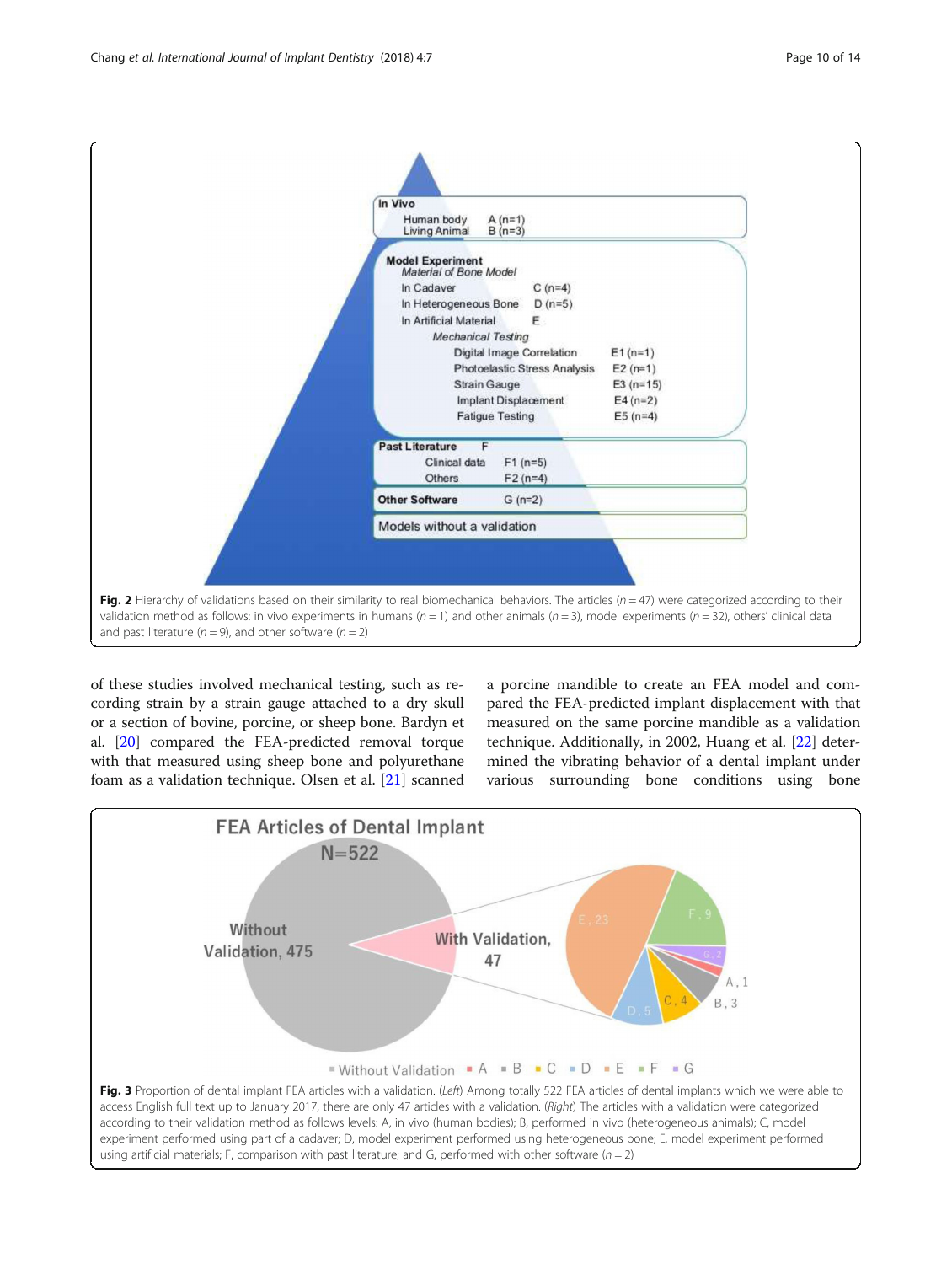**Fig. 2** Hierarchy of validations based on their similarity to real biomechanical behaviors. The articles ($n = 47$) were categorized according to their validation method as follows: in vivo experiments in humans ($n = 1$) and other animals ($n = 3$), model experiments ($n = 32$), others' clinical data and past literature ($n = 9$), and other software ($n = 2$)

of these studies involved mechanical testing, such as recording strain by a strain gauge attached to a dry skull or a section of bovine, porcine, or sheep bone. Bardyn et al. [20] compared the FEA-predicted removal torque with that measured using sheep bone and polyurethane foam as a validation technique. Olsen et al. [21] scanned a porcine mandible to create an FEA model and compared the FEA-predicted implant displacement with that measured on the same porcine mandible as a validation technique. Additionally, in 2002, Huang et al. [22] determined the vibrating behavior of a dental implant under various surrounding bone conditions using bone

**Fig. 3** Proportion of dental implant FEA articles with a validation. (*Left*) Among totally 522 FEA articles of dental implants which we were able to access English full text up to January 2017, there are only 47 articles with a validation. (*Right*) The articles with a validation were categorized according to their validation method as follows levels: A, in vivo (human bodies); B, performed in vivo (heterogeneous animals); C, model experiment performed using part of a cadaver; D, model experiment performed using heterogeneous bone; E, model experiment performed using artificial materials; F, comparison with past literature; and G, performed with other software ($n = 2$)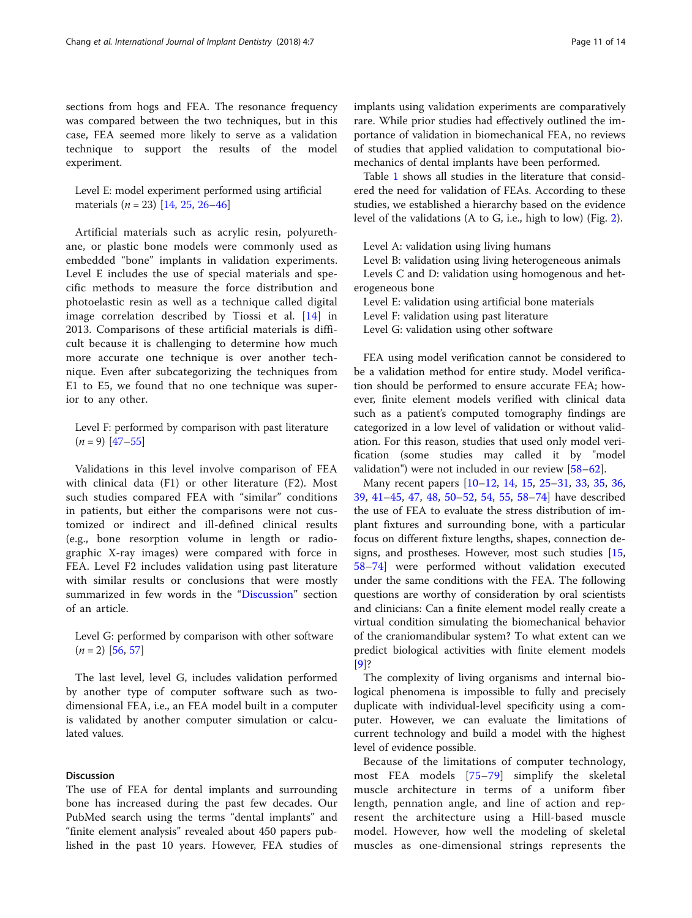sections from hogs and FEA. The resonance frequency was compared between the two techniques, but in this case, FEA seemed more likely to serve as a validation technique to support the results of the model experiment.

Level E: model experiment performed using artificial materials ($n = 23$) [14, 25, 26–46]

Artificial materials such as acrylic resin, polyurethane, or plastic bone models were commonly used as embedded "bone" implants in validation experiments. Level E includes the use of special materials and specific methods to measure the force distribution and photoelastic resin as well as a technique called digital image correlation described by Tiossi et al. [14] in 2013. Comparisons of these artificial materials is difficult because it is challenging to determine how much more accurate one technique is over another technique. Even after subcategorizing the techniques from E1 to E5, we found that no one technique was superior to any other.

Level F: performed by comparison with past literature ($n = 9$) [47–55]

Validations in this level involve comparison of FEA with clinical data (F1) or other literature (F2). Most such studies compared FEA with "similar" conditions in patients, but either the comparisons were not customized or indirect and ill-defined clinical results (e.g., bone resorption volume in length or radiographic X-ray images) were compared with force in FEA. Level F2 includes validation using past literature with similar results or conclusions that were mostly summarized in few words in the "Discussion" section of an article.

Level G: performed by comparison with other software ($n = 2$) [56, 57]

The last level, level G, includes validation performed by another type of computer software such as two-dimensional FEA, i.e., an FEA model built in a computer is validated by another computer simulation or calculated values.

## Discussion

The use of FEA for dental implants and surrounding bone has increased during the past few decades. Our PubMed search using the terms "dental implants" and "finite element analysis" revealed about 450 papers published in the past 10 years. However, FEA studies of implants using validation experiments are comparatively rare. While prior studies had effectively outlined the importance of validation in biomechanical FEA, no reviews of studies that applied validation to computational biomechanics of dental implants have been performed.

Table 1 shows all studies in the literature that considered the need for validation of FEAs. According to these studies, we established a hierarchy based on the evidence level of the validations (A to G, i.e., high to low) (Fig. 2).

Level A: validation using living humans
Level B: validation using living heterogeneous animals
Levels C and D: validation using homogenous and heterogeneous bone
Level E: validation using artificial bone materials
Level F: validation using past literature
Level G: validation using other software

FEA using model verification cannot be considered to be a validation method for entire study. Model verification should be performed to ensure accurate FEA; however, finite element models verified with clinical data such as a patient's computed tomography findings are categorized in a low level of validation or without validation. For this reason, studies that used only model verification (some studies may called it by "model validation") were not included in our review [58–62].

Many recent papers [10–12, 14, 15, 25–31, 33, 35, 36, 39, 41–45, 47, 48, 50–52, 54, 55, 58–74] have described the use of FEA to evaluate the stress distribution of implant fixtures and surrounding bone, with a particular focus on different fixture lengths, shapes, connection designs, and prostheses. However, most such studies [15, 58–74] were performed without validation executed under the same conditions with the FEA. The following questions are worthy of consideration by oral scientists and clinicians: Can a finite element model really create a virtual condition simulating the biomechanical behavior of the craniomandibular system? To what extent can we predict biological activities with finite element models [9]?

The complexity of living organisms and internal biological phenomena is impossible to fully and precisely duplicate with individual-level specificity using a computer. However, we can evaluate the limitations of current technology and build a model with the highest level of evidence possible.

Because of the limitations of computer technology, most FEA models [75–79] simplify the skeletal muscle architecture in terms of a uniform fiber length, pennation angle, and line of action and represent the architecture using a Hill-based muscle model. However, how well the modeling of skeletal muscles as one-dimensional strings represents the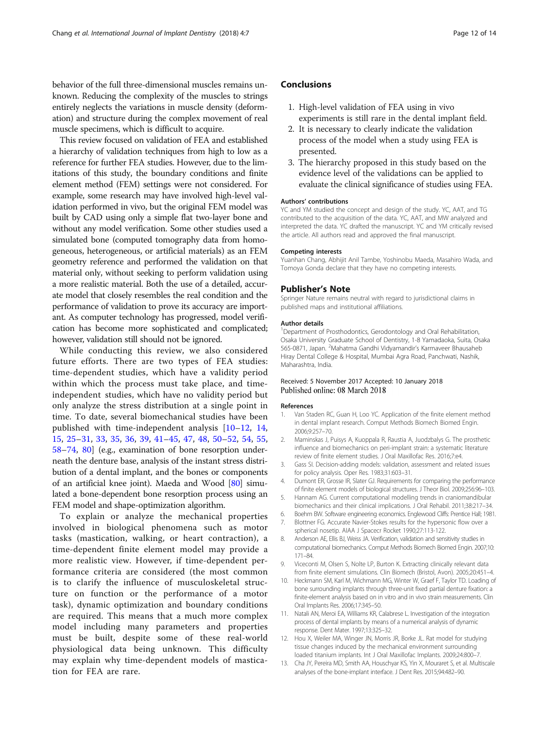behavior of the full three-dimensional muscles remains unknown. Reducing the complexity of the muscles to strings entirely neglects the variations in muscle density (deformation) and structure during the complex movement of real muscle specimens, which is difficult to acquire.

This review focused on validation of FEA and established a hierarchy of validation techniques from high to low as a reference for further FEA studies. However, due to the limitations of this study, the boundary conditions and finite element method (FEM) settings were not considered. For example, some research may have involved high-level validation performed in vivo, but the original FEM model was built by CAD using only a simple flat two-layer bone and without any model verification. Some other studies used a simulated bone (computed tomography data from homogeneous, heterogeneous, or artificial materials) as an FEM geometry reference and performed the validation on that material only, without seeking to perform validation using a more realistic material. Both the use of a detailed, accurate model that closely resembles the real condition and the performance of validation to prove its accuracy are important. As computer technology has progressed, model verification has become more sophisticated and complicated; however, validation still should not be ignored.

While conducting this review, we also considered future efforts. There are two types of FEA studies: time-dependent studies, which have a validity period within which the process must take place, and time-independent studies, which have no validity period but only analyze the stress distribution at a single point in time. To date, several biomechanical studies have been published with time-independent analysis [10–12, 14, 15, 25–31, 33, 35, 36, 39, 41–45, 47, 48, 50–52, 54, 55, 58–74, 80] (e.g., examination of bone resorption underneath the denture base, analysis of the instant stress distribution of a dental implant, and the bones or components of an artificial knee joint). Maeda and Wood [80] simulated a bone-dependent bone resorption process using an FEM model and shape-optimization algorithm.

To explain or analyze the mechanical properties involved in biological phenomena such as motor tasks (mastication, walking, or heart contraction), a time-dependent finite element model may provide a more realistic view. However, if time-dependent performance criteria are considered (the most common is to clarify the influence of musculoskeletal structure on function or the performance of a motor task), dynamic optimization and boundary conditions are required. This means that a much more complex model including many parameters and properties must be built, despite some of these real-world physiological data being unknown. This difficulty may explain why time-dependent models of mastication for FEA are rare.

## Conclusions

1. High-level validation of FEA using in vivo experiments is still rare in the dental implant field.
2. It is necessary to clearly indicate the validation process of the model when a study using FEA is presented.
3. The hierarchy proposed in this study based on the evidence level of the validations can be applied to evaluate the clinical significance of studies using FEA.

#### Authors' contributions

YC and YM studied the concept and design of the study. YC, AAT, and TG contributed to the acquisition of the data. YC, AAT, and MW analyzed and interpreted the data. YC drafted the manuscript. YC and YM critically revised the article. All authors read and approved the final manuscript.

#### Competing interests

Yuanhan Chang, Abhijit Anil Tambe, Yoshinobu Maeda, Masahiro Wada, and Tomoya Gonda declare that they have no competing interests.

## Publisher's Note

Springer Nature remains neutral with regard to jurisdictional claims in published maps and institutional affiliations.

#### Author details

[1]Department of Prosthodontics, Gerodontology and Oral Rehabilitation, Osaka University Graduate School of Dentistry, 1-8 Yamadaoka, Suita, Osaka 565-0871, Japan. [2]Mahatma Gandhi Vidyamandir's Karmaveer Bhausaheb Hiray Dental College & Hospital, Mumbai Agra Road, Panchwati, Nashik, Maharashtra, India.

Received: 5 November 2017 Accepted: 10 January 2018
Published online: 08 March 2018

#### References

1. Van Staden RC, Guan H, Loo YC. Application of the finite element method in dental implant research. Comput Methods Biomech Biomed Engin. 2006;9:257–70.
2. Maminskas J, Puisys A, Kuoppala R, Raustia A, Juodzbalys G. The prosthetic influence and biomechanics on peri-implant strain: a systematic literature review of finite element studies. J Oral Maxillofac Res. 2016;7:e4.
3. Gass SI. Decision-adding models: validation, assessment and related issues for policy analysis. Oper Res. 1983;31:603–31.
4. Dumont ER, Grosse IR, Slater GJ. Requirements for comparing the performance of finite element models of biological structures. J Theor Biol. 2009;256:96–103.
5. Hannam AG. Current computational modelling trends in craniomandibular biomechanics and their clinical implications. J Oral Rehabil. 2011;38:217–34.
6. Boehm BW. Software engineering economics. Englewood Cliffs: Prentice Hall; 1981.
7. Blottner FG. Accurate Navier-Stokes results for the hypersonic flow over a spherical nosetip. AIAA J Spacecr Rocket 1990;27:113-122.
8. Anderson AE, Ellis BJ, Weiss JA. Verification, validation and sensitivity studies in computational biomechanics. Comput Methods Biomech Biomed Engin. 2007;10:171–84.
9. Viceconti M, Olsen S, Nolte LP, Burton K. Extracting clinically relevant data from finite element simulations. Clin Biomech (Bristol, Avon). 2005;20:451–4.
10. Heckmann SM, Karl M, Wichmann MG, Winter W, Graef F, Taylor TD. Loading of bone surrounding implants through three-unit fixed partial denture fixation: a finite-element analysis based on in vitro and in vivo strain measurements. Clin Oral Implants Res. 2006;17:345–50.
11. Natali AN, Meroi EA, Williams KR, Calabrese L. Investigation of the integration process of dental implants by means of a numerical analysis of dynamic response. Dent Mater. 1997;13:325–32.
12. Hou X, Weiler MA, Winger JN, Morris JR, Borke JL. Rat model for studying tissue changes induced by the mechanical environment surrounding loaded titanium implants. Int J Oral Maxillofac Implants. 2009;24:800–7.
13. Cha JY, Pereira MD, Smith AA, Houschyar KS, Yin X, Mouraret S, et al. Multiscale analyses of the bone-implant interface. J Dent Res. 2015;94:482–90.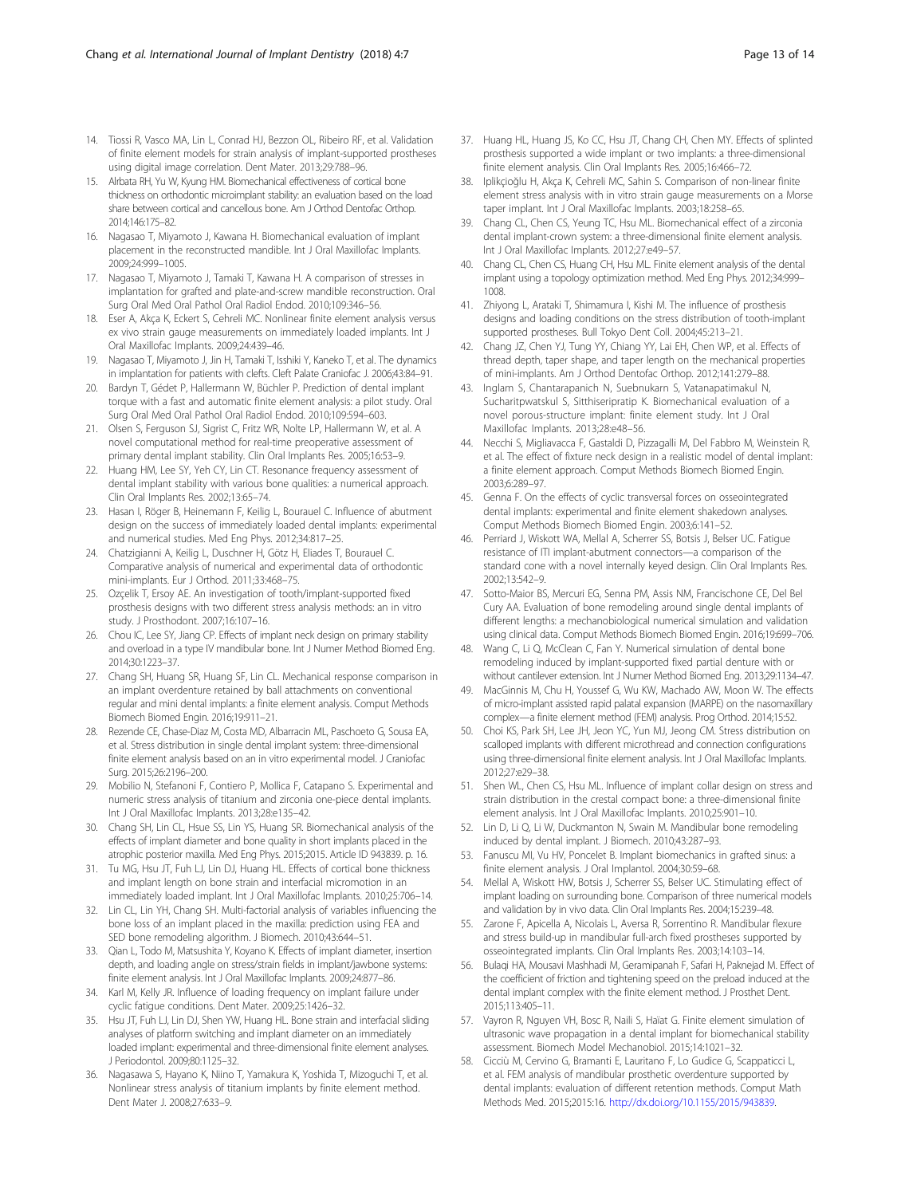14. Tiossi R, Vasco MA, Lin L, Conrad HJ, Bezzon OL, Ribeiro RF, et al. Validation of finite element models for strain analysis of implant-supported prostheses using digital image correlation. Dent Mater. 2013;29:788–96.
15. Alrbata RH, Yu W, Kyung HM. Biomechanical effectiveness of cortical bone thickness on orthodontic microimplant stability: an evaluation based on the load share between cortical and cancellous bone. Am J Orthod Dentofac Orthop. 2014;146:175–82.
16. Nagasao T, Miyamoto J, Kawana H. Biomechanical evaluation of implant placement in the reconstructed mandible. Int J Oral Maxillofac Implants. 2009;24:999–1005.
17. Nagasao T, Miyamoto J, Tamaki T, Kawana H. A comparison of stresses in implantation for grafted and plate-and-screw mandible reconstruction. Oral Surg Oral Med Oral Pathol Oral Radiol Endod. 2010;109:346–56.
18. Eser A, Akça K, Eckert S, Cehreli MC. Nonlinear finite element analysis versus ex vivo strain gauge measurements on immediately loaded implants. Int J Oral Maxillofac Implants. 2009;24:439–46.
19. Nagasao T, Miyamoto J, Jin H, Tamaki T, Isshiki Y, Kaneko T, et al. The dynamics in implantation for patients with clefts. Cleft Palate Craniofac J. 2006;43:84–91.
20. Bardyn T, Gédet P, Hallermann W, Büchler P. Prediction of dental implant torque with a fast and automatic finite element analysis: a pilot study. Oral Surg Oral Med Oral Pathol Oral Radiol Endod. 2010;109:594–603.
21. Olsen S, Ferguson SJ, Sigrist C, Fritz WR, Nolte LP, Hallermann W, et al. A novel computational method for real-time preoperative assessment of primary dental implant stability. Clin Oral Implants Res. 2005;16:53–9.
22. Huang HM, Lee SY, Yeh CY, Lin CT. Resonance frequency assessment of dental implant stability with various bone qualities: a numerical approach. Clin Oral Implants Res. 2002;13:65–74.
23. Hasan I, Röger B, Heinemann F, Keilig L, Bourauel C. Influence of abutment design on the success of immediately loaded dental implants: experimental and numerical studies. Med Eng Phys. 2012;34:817–25.
24. Chatzigianni A, Keilig L, Duschner H, Götz H, Eliades T, Bourauel C. Comparative analysis of numerical and experimental data of orthodontic mini-implants. Eur J Orthod. 2011;33:468–75.
25. Ozçelik T, Ersoy AE. An investigation of tooth/implant-supported fixed prosthesis designs with two different stress analysis methods: an in vitro study. J Prosthodont. 2007;16:107–16.
26. Chou IC, Lee SY, Jiang CP. Effects of implant neck design on primary stability and overload in a type IV mandibular bone. Int J Numer Method Biomed Eng. 2014;30:1223–37.
27. Chang SH, Huang SR, Huang SF, Lin CL. Mechanical response comparison in an implant overdenture retained by ball attachments on conventional regular and mini dental implants: a finite element analysis. Comput Methods Biomech Biomed Engin. 2016;19:911–21.
28. Rezende CE, Chase-Diaz M, Costa MD, Albarracin ML, Paschoeto G, Sousa EA, et al. Stress distribution in single dental implant system: three-dimensional finite element analysis based on an in vitro experimental model. J Craniofac Surg. 2015;26:2196–200.
29. Mobilio N, Stefanoni F, Contiero P, Mollica F, Catapano S. Experimental and numeric stress analysis of titanium and zirconia one-piece dental implants. Int J Oral Maxillofac Implants. 2013;28:e135–42.
30. Chang SH, Lin CL, Hsue SS, Lin YS, Huang SR. Biomechanical analysis of the effects of implant diameter and bone quality in short implants placed in the atrophic posterior maxilla. Med Eng Phys. 2015;2015. Article ID 943839. p. 16.
31. Tu MG, Hsu JT, Fuh LJ, Lin DJ, Huang HL. Effects of cortical bone thickness and implant length on bone strain and interfacial micromotion in an immediately loaded implant. Int J Oral Maxillofac Implants. 2010;25:706–14.
32. Lin CL, Lin YH, Chang SH. Multi-factorial analysis of variables influencing the bone loss of an implant placed in the maxilla: prediction using FEA and SED bone remodeling algorithm. J Biomech. 2010;43:644–51.
33. Qian L, Todo M, Matsushita Y, Koyano K. Effects of implant diameter, insertion depth, and loading angle on stress/strain fields in implant/jawbone systems: finite element analysis. Int J Oral Maxillofac Implants. 2009;24:877–86.
34. Karl M, Kelly JR. Influence of loading frequency on implant failure under cyclic fatigue conditions. Dent Mater. 2009;25:1426–32.
35. Hsu JT, Fuh LJ, Lin DJ, Shen YW, Huang HL. Bone strain and interfacial sliding analyses of platform switching and implant diameter on an immediately loaded implant: experimental and three-dimensional finite element analyses. J Periodontol. 2009;80:1125–32.
36. Nagasawa S, Hayano K, Niino T, Yamakura K, Yoshida T, Mizoguchi T, et al. Nonlinear stress analysis of titanium implants by finite element method. Dent Mater J. 2008;27:633–9.
37. Huang HL, Huang JS, Ko CC, Hsu JT, Chang CH, Chen MY. Effects of splinted prosthesis supported a wide implant or two implants: a three-dimensional finite element analysis. Clin Oral Implants Res. 2005;16:466–72.
38. Iplikçioğlu H, Akça K, Cehreli MC, Sahin S. Comparison of non-linear finite element stress analysis with in vitro strain gauge measurements on a Morse taper implant. Int J Oral Maxillofac Implants. 2003;18:258–65.
39. Chang CL, Chen CS, Yeung TC, Hsu ML. Biomechanical effect of a zirconia dental implant-crown system: a three-dimensional finite element analysis. Int J Oral Maxillofac Implants. 2012;27:e49–57.
40. Chang CL, Chen CS, Huang CH, Hsu ML. Finite element analysis of the dental implant using a topology optimization method. Med Eng Phys. 2012;34:999–1008.
41. Zhiyong L, Arataki T, Shimamura I, Kishi M. The influence of prosthesis designs and loading conditions on the stress distribution of tooth-implant supported prostheses. Bull Tokyo Dent Coll. 2004;45:213–21.
42. Chang JZ, Chen YJ, Tung YY, Chiang YY, Lai EH, Chen WP, et al. Effects of thread depth, taper shape, and taper length on the mechanical properties of mini-implants. Am J Orthod Dentofac Orthop. 2012;141:279–88.
43. Inglam S, Chantarapanich N, Suebnukarn S, Vatanapatimakul N, Sucharitpwatskul S, Sitthiseripratip K. Biomechanical evaluation of a novel porous-structure implant: finite element study. Int J Oral Maxillofac Implants. 2013;28:e48–56.
44. Necchi S, Migliavacca F, Gastaldi D, Pizzagalli M, Del Fabbro M, Weinstein R, et al. The effect of fixture neck design in a realistic model of dental implant: a finite element approach. Comput Methods Biomech Biomed Engin. 2003;6:289–97.
45. Genna F. On the effects of cyclic transversal forces on osseointegrated dental implants: experimental and finite element shakedown analyses. Comput Methods Biomech Biomed Engin. 2003;6:141–52.
46. Perriard J, Wiskott WA, Mellal A, Scherrer SS, Botsis J, Belser UC. Fatigue resistance of ITI implant-abutment connectors—a comparison of the standard cone with a novel internally keyed design. Clin Oral Implants Res. 2002;13:542–9.
47. Sotto-Maior BS, Mercuri EG, Senna PM, Assis NM, Francischone CE, Del Bel Cury AA. Evaluation of bone remodeling around single dental implants of different lengths: a mechanobiological numerical simulation and validation using clinical data. Comput Methods Biomech Biomed Engin. 2016;19:699–706.
48. Wang C, Li Q, McClean C, Fan Y. Numerical simulation of dental bone remodeling induced by implant-supported fixed partial denture with or without cantilever extension. Int J Numer Method Biomed Eng. 2013;29:1134–47.
49. MacGinnis M, Chu H, Youssef G, Wu KW, Machado AW, Moon W. The effects of micro-implant assisted rapid palatal expansion (MARPE) on the nasomaxillary complex—a finite element method (FEM) analysis. Prog Orthod. 2014;15:52.
50. Choi KS, Park SH, Lee JH, Jeon YC, Yun MJ, Jeong CM. Stress distribution on scalloped implants with different microthread and connection configurations using three-dimensional finite element analysis. Int J Oral Maxillofac Implants. 2012;27:e29–38.
51. Shen WL, Chen CS, Hsu ML. Influence of implant collar design on stress and strain distribution in the crestal compact bone: a three-dimensional finite element analysis. Int J Oral Maxillofac Implants. 2010;25:901–10.
52. Lin D, Li Q, Li W, Duckmanton N, Swain M. Mandibular bone remodeling induced by dental implant. J Biomech. 2010;43:287–93.
53. Fanuscu MI, Vu HV, Poncelet B. Implant biomechanics in grafted sinus: a finite element analysis. J Oral Implantol. 2004;30:59–68.
54. Mellal A, Wiskott HW, Botsis J, Scherrer SS, Belser UC. Stimulating effect of implant loading on surrounding bone. Comparison of three numerical models and validation by in vivo data. Clin Oral Implants Res. 2004;15:239–48.
55. Zarone F, Apicella A, Nicolais L, Aversa R, Sorrentino R. Mandibular flexure and stress build-up in mandibular full-arch fixed prostheses supported by osseointegrated implants. Clin Oral Implants Res. 2003;14:103–14.
56. Bulaqi HA, Mousavi Mashhadi M, Geramipanah F, Safari H, Paknejad M. Effect of the coefficient of friction and tightening speed on the preload induced at the dental implant complex with the finite element method. J Prosthet Dent. 2015;113:405–11.
57. Vayron R, Nguyen VH, Bosc R, Naili S, Haïat G. Finite element simulation of ultrasonic wave propagation in a dental implant for biomechanical stability assessment. Biomech Model Mechanobiol. 2015;14:1021–32.
58. Cicciù M, Cervino G, Bramanti E, Lauritano F, Lo Gudice G, Scappaticci L, et al. FEM analysis of mandibular prosthetic overdenture supported by dental implants: evaluation of different retention methods. Comput Math Methods Med. 2015;2015:16. http://dx.doi.org/10.1155/2015/943839.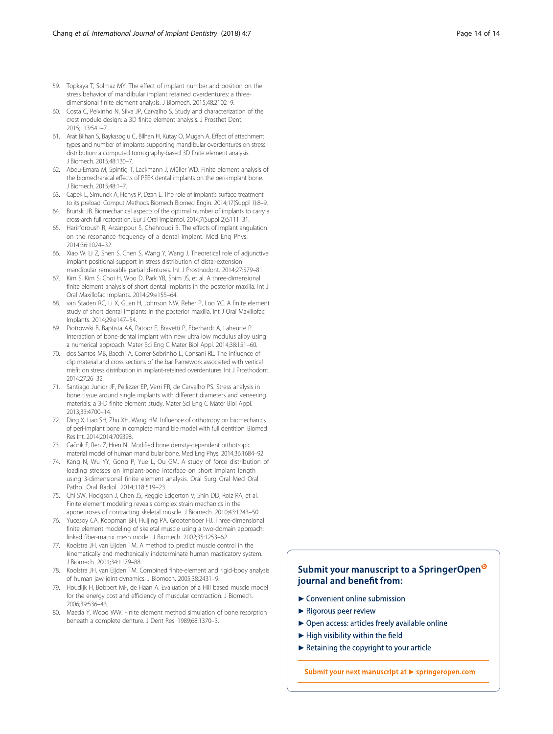59. Topkaya T, Solmaz MY. The effect of implant number and position on the stress behavior of mandibular implant retained overdentures: a three-dimensional finite element analysis. J Biomech. 2015;48:2102–9.
60. Costa C, Peixinho N, Silva JP, Carvalho S. Study and characterization of the crest module design: a 3D finite element analysis. J Prosthet Dent. 2015;113:541–7.
61. Arat Bilhan S, Baykasoglu C, Bilhan H, Kutay O, Mugan A. Effect of attachment types and number of implants supporting mandibular overdentures on stress distribution: a computed tomography-based 3D finite element analysis. J Biomech. 2015;48:130–7.
62. Abou-Emara M, Spintig T, Lackmann J, Müller WD. Finite element analysis of the biomechanical effects of PEEK dental implants on the peri-implant bone. J Biomech. 2015;48:1–7.
63. Capek L, Simunek A, Henys P, Dzan L. The role of implant's surface treatment to its preload. Comput Methods Biomech Biomed Engin. 2014;17(Suppl 1):8–9.
64. Brunski JB. Biomechanical aspects of the optimal number of implants to carry a cross-arch full restoration. Eur J Oral Implantol. 2014;7(Suppl 2):S111–31.
65. Harirforoush R, Arzanpour S, Chehroudi B. The effects of implant angulation on the resonance frequency of a dental implant. Med Eng Phys. 2014;36:1024–32.
66. Xiao W, Li Z, Shen S, Chen S, Wang Y, Wang J. Theoretical role of adjunctive implant positional support in stress distribution of distal-extension mandibular removable partial dentures. Int J Prosthodont. 2014;27:579–81.
67. Kim S, Kim S, Choi H, Woo D, Park YB, Shim JS, et al. A three-dimensional finite element analysis of short dental implants in the posterior maxilla. Int J Oral Maxillofac Implants. 2014;29:e155–64.
68. van Staden RC, Li X, Guan H, Johnson NW, Reher P, Loo YC. A finite element study of short dental implants in the posterior maxilla. Int J Oral Maxillofac Implants. 2014;29:e147–54.
69. Piotrowski B, Baptista AA, Patoor E, Bravetti P, Eberhardt A, Laheurte P. Interaction of bone-dental implant with new ultra low modulus alloy using a numerical approach. Mater Sci Eng C Mater Biol Appl. 2014;38:151–60.
70. dos Santos MB, Bacchi A, Correr-Sobrinho L, Consani RL. The influence of clip material and cross sections of the bar framework associated with vertical misfit on stress distribution in implant-retained overdentures. Int J Prosthodont. 2014;27:26–32.
71. Santiago Junior JF, Pellizzer EP, Verri FR, de Carvalho PS. Stress analysis in bone tissue around single implants with different diameters and veneering materials: a 3-D finite element study. Mater Sci Eng C Mater Biol Appl. 2013;33:4700–14.
72. Ding X, Liao SH, Zhu XH, Wang HM. Influence of orthotropy on biomechanics of peri-implant bone in complete mandible model with full dentition. Biomed Res Int. 2014;2014:709398.
73. Gačnik F, Ren Z, Hren NI. Modified bone density-dependent orthotropic material model of human mandibular bone. Med Eng Phys. 2014;36:1684–92.
74. Kang N, Wu YY, Gong P, Yue L, Ou GM. A study of force distribution of loading stresses on implant-bone interface on short implant length using 3-dimensional finite element analysis. Oral Surg Oral Med Oral Pathol Oral Radiol. 2014;118:519–23.
75. Chi SW, Hodgson J, Chen JS, Reggie Edgerton V, Shin DD, Roiz RA, et al. Finite element modeling reveals complex strain mechanics in the aponeuroses of contracting skeletal muscle. J Biomech. 2010;43:1243–50.
76. Yucesoy CA, Koopman BH, Huijing PA, Grootenboer HJ. Three-dimensional finite element modeling of skeletal muscle using a two-domain approach: linked fiber-matrix mesh model. J Biomech. 2002;35:1253–62.
77. Koolstra JH, van Eijden TM. A method to predict muscle control in the kinematically and mechanically indeterminate human masticatory system. J Biomech. 2001;34:1179–88.
78. Koolstra JH, van Eijden TM. Combined finite-element and rigid-body analysis of human jaw joint dynamics. J Biomech. 2005;38:2431–9.
79. Houdijk H, Bobbert MF, de Haan A. Evaluation of a Hill based muscle model for the energy cost and efficiency of muscular contraction. J Biomech. 2006;39:536–43.
80. Maeda Y, Wood WW. Finite element method simulation of bone resorption beneath a complete denture. J Dent Res. 1989;68:1370–3.

**Submit your manuscript to a SpringerOpen journal and benefit from:**

- ► Convenient online submission
- ► Rigorous peer review
- ► Open access: articles freely available online
- ► High visibility within the field
- ► Retaining the copyright to your article

**Submit your next manuscript at ► springeropen.com**